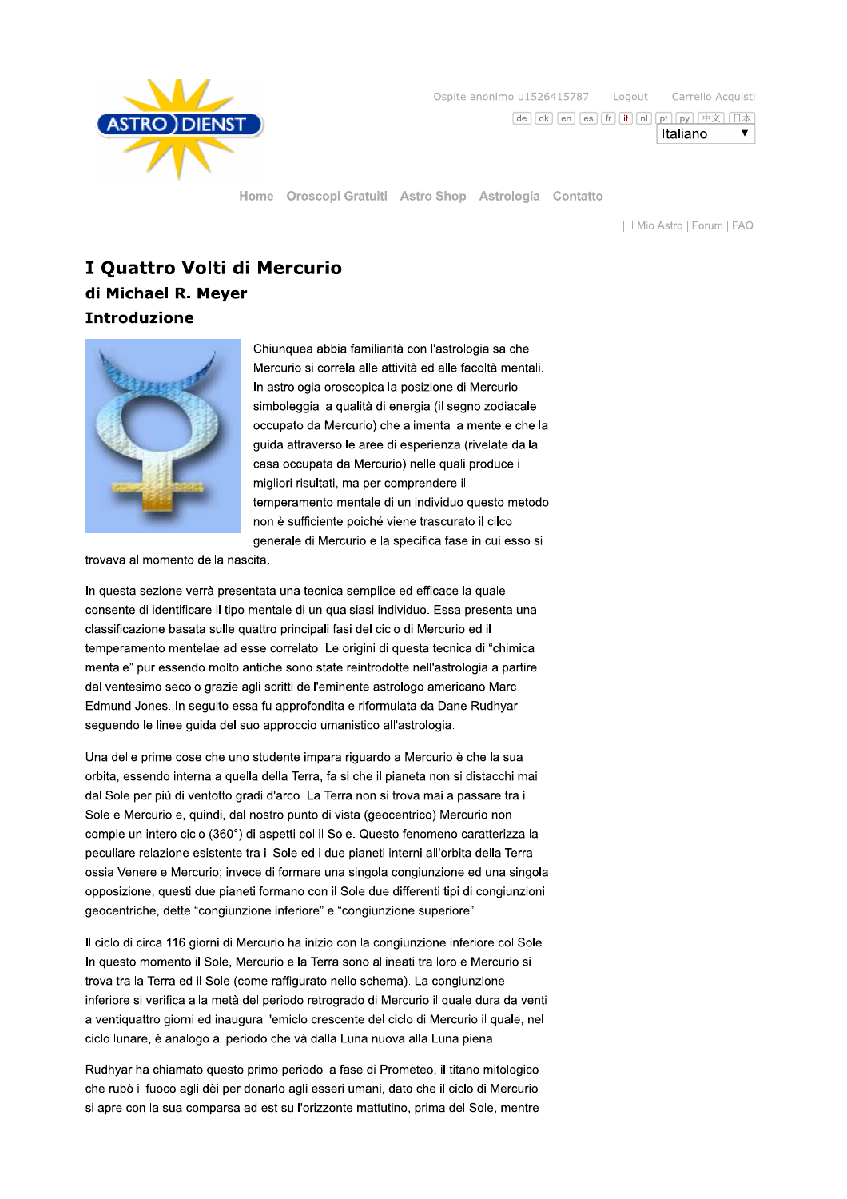Ospite anonimo u1526415787 Logout Carrello Acquisti

de dk en es fr it nl pt py 中文 日本

Italiano

Home Oroscopi Gratuiti Astro Shop Astrologia Contatto

| Il Mio Astro | Forum | FAQ

# I Quattro Volti di Mercurio

## di Michael R. Meyer

## Introduzione

Chiunquea abbia familiarità con l'astrologia sa che Mercurio si correla alle attività ed alle facoltà mentali. In astrologia oroscopica la posizione di Mercurio simboleggia la qualità di energia (il segno zodiacale occupato da Mercurio) che alimenta la mente e che la guida attraverso le aree di esperienza (rivelate dalla casa occupata da Mercurio) nelle quali produce i migliori risultati, ma per comprendere il temperamento mentale di un individuo questo metodo non è sufficiente poiché viene trascurato il cilco generale di Mercurio e la specifica fase in cui esso si trovava al momento della nascita.

In questa sezione verrà presentata una tecnica semplice ed efficace la quale consente di identificare il tipo mentale di un qualsiasi individuo. Essa presenta una classificazione basata sulle quattro principali fasi del ciclo di Mercurio ed il temperamento mentelae ad esse correlato. Le origini di questa tecnica di "chimica mentale" pur essendo molto antiche sono state reintrodotte nell'astrologia a partire dal ventesimo secolo grazie agli scritti dell'eminente astrologo americano Marc Edmund Jones. In seguito essa fu approfondita e riformulata da Dane Rudhyar seguendo le linee guida del suo approccio umanistico all'astrologia.

Una delle prime cose che uno studente impara riguardo a Mercurio è che la sua orbita, essendo interna a quella della Terra, fa si che il pianeta non si distacchi mai dal Sole per più di ventotto gradi d'arco. La Terra non si trova mai a passare tra il Sole e Mercurio e, quindi, dal nostro punto di vista (geocentrico) Mercurio non compie un intero ciclo (360°) di aspetti col il Sole. Questo fenomeno caratterizza la peculiare relazione esistente tra il Sole ed i due pianeti interni all'orbita della Terra ossia Venere e Mercurio; invece di formare una singola congiunzione ed una singola opposizione, questi due pianeti formano con il Sole due differenti tipi di congiunzioni geocentriche, dette "congiunzione inferiore" e "congiunzione superiore".

Il ciclo di circa 116 giorni di Mercurio ha inizio con la congiunzione inferiore col Sole. In questo momento il Sole, Mercurio e la Terra sono allineati tra loro e Mercurio si trova tra la Terra ed il Sole (come raffigurato nello schema). La congiunzione inferiore si verifica alla metà del periodo retrogrado di Mercurio il quale dura da venti a ventiquattro giorni ed inaugura l'emiclo crescente del ciclo di Mercurio il quale, nel ciclo lunare, è analogo al periodo che và dalla Luna nuova alla Luna piena.

Rudhyar ha chiamato questo primo periodo la fase di Prometeo, il titano mitologico che rubò il fuoco agli dèi per donarlo agli esseri umani, dato che il ciclo di Mercurio si apre con la sua comparsa ad est su l'orizzonte mattutino, prima del Sole, mentre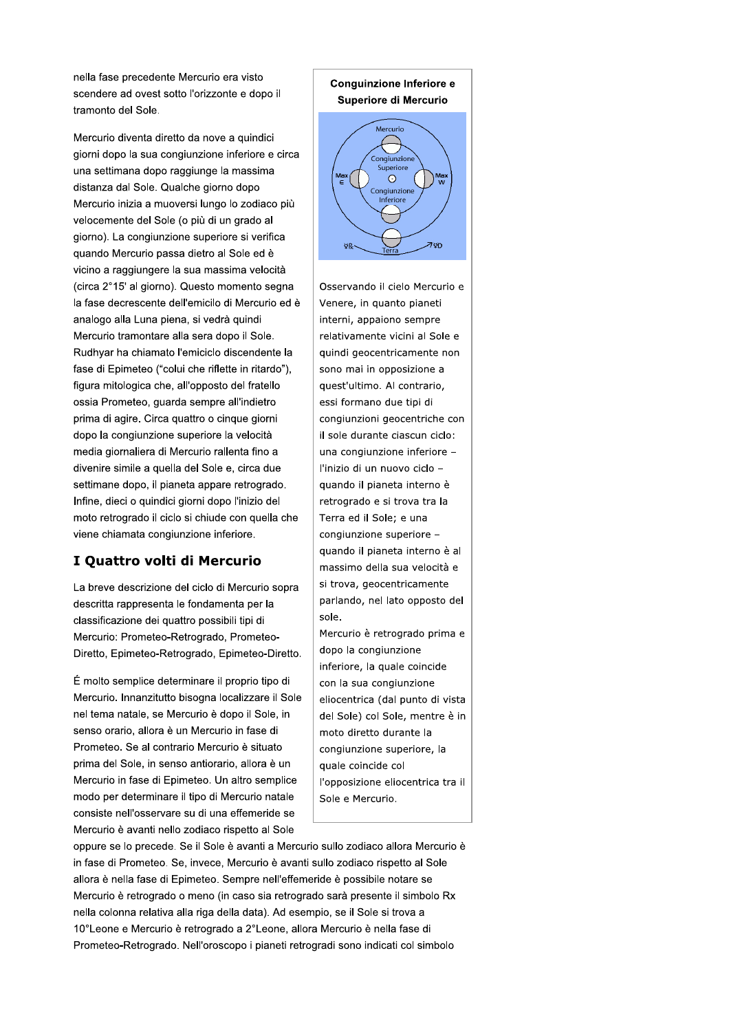nella fase precedente Mercurio era visto scendere ad ovest sotto l'orizzonte e dopo il tramonto del Sole.

Mercurio diventa diretto da nove a quindici giorni dopo la sua congiunzione inferiore e circa una settimana dopo raggiunge la massima distanza dal Sole. Qualche giorno dopo Mercurio inizia a muoversi lungo lo zodiaco più velocemente del Sole (o più di un grado al giorno). La congiunzione superiore si verifica quando Mercurio passa dietro al Sole ed è vicino a raggiungere la sua massima velocità (circa 2°15' al giorno). Questo momento segna la fase decrescente dell'emicilo di Mercurio ed è analogo alla Luna piena, si vedrà quindi Mercurio tramontare alla sera dopo il Sole. Rudhyar ha chiamato l'emiciclo discendente la fase di Epimeteo ("colui che riflette in ritardo"), figura mitologica che, all'opposto del fratello ossia Prometeo, guarda sempre all'indietro prima di agire. Circa quattro o cinque giorni dopo la congiunzione superiore la velocità media giornaliera di Mercurio rallenta fino a divenire simile a quella del Sole e, circa due settimane dopo, il pianeta appare retrogrado. Infine, dieci o quindici giorni dopo l'inizio del moto retrogrado il ciclo si chiude con quella che viene chiamata congiunzione inferiore.

**Conguinzione Inferiore e Superiore di Mercurio**

Osservando il cielo Mercurio e Venere, in quanto pianeti interni, appaiono sempre relativamente vicini al Sole e quindi geocentricamente non sono mai in opposizione a quest'ultimo. Al contrario, essi formano due tipi di congiunzioni geocentriche con il sole durante ciascun ciclo: una congiunzione inferiore – l'inizio di un nuovo ciclo – quando il pianeta interno è retrogrado e si trova tra la Terra ed il Sole; e una congiunzione superiore – quando il pianeta interno è al massimo della sua velocità e si trova, geocentricamente parlando, nel lato opposto del sole.
Mercurio è retrogrado prima e dopo la congiunzione inferiore, la quale coincide con la sua congiunzione eliocentrica (dal punto di vista del Sole) col Sole, mentre è in moto diretto durante la congiunzione superiore, la quale coincide col l'opposizione eliocentrica tra il Sole e Mercurio.

## I Quattro volti di Mercurio

La breve descrizione del ciclo di Mercurio sopra descritta rappresenta le fondamenta per la classificazione dei quattro possibili tipi di Mercurio: Prometeo-Retrogrado, Prometeo-Diretto, Epimeteo-Retrogrado, Epimeteo-Diretto.

É molto semplice determinare il proprio tipo di Mercurio. Innanzitutto bisogna localizzare il Sole nel tema natale, se Mercurio è dopo il Sole, in senso orario, allora è un Mercurio in fase di Prometeo. Se al contrario Mercurio è situato prima del Sole, in senso antiorario, allora è un Mercurio in fase di Epimeteo. Un altro semplice modo per determinare il tipo di Mercurio natale consiste nell'osservare su di una effemeride se Mercurio è avanti nello zodiaco rispetto al Sole oppure se lo precede. Se il Sole è avanti a Mercurio sullo zodiaco allora Mercurio è in fase di Prometeo. Se, invece, Mercurio è avanti sullo zodiaco rispetto al Sole allora è nella fase di Epimeteo. Sempre nell'effemeride è possibile notare se Mercurio è retrogrado o meno (in caso sia retrogrado sarà presente il simbolo Rx nella colonna relativa alla riga della data). Ad esempio, se il Sole si trova a 10°Leone e Mercurio è retrogrado a 2°Leone, allora Mercurio è nella fase di Prometeo-Retrogrado. Nell'oroscopo i pianeti retrogradi sono indicati col simbolo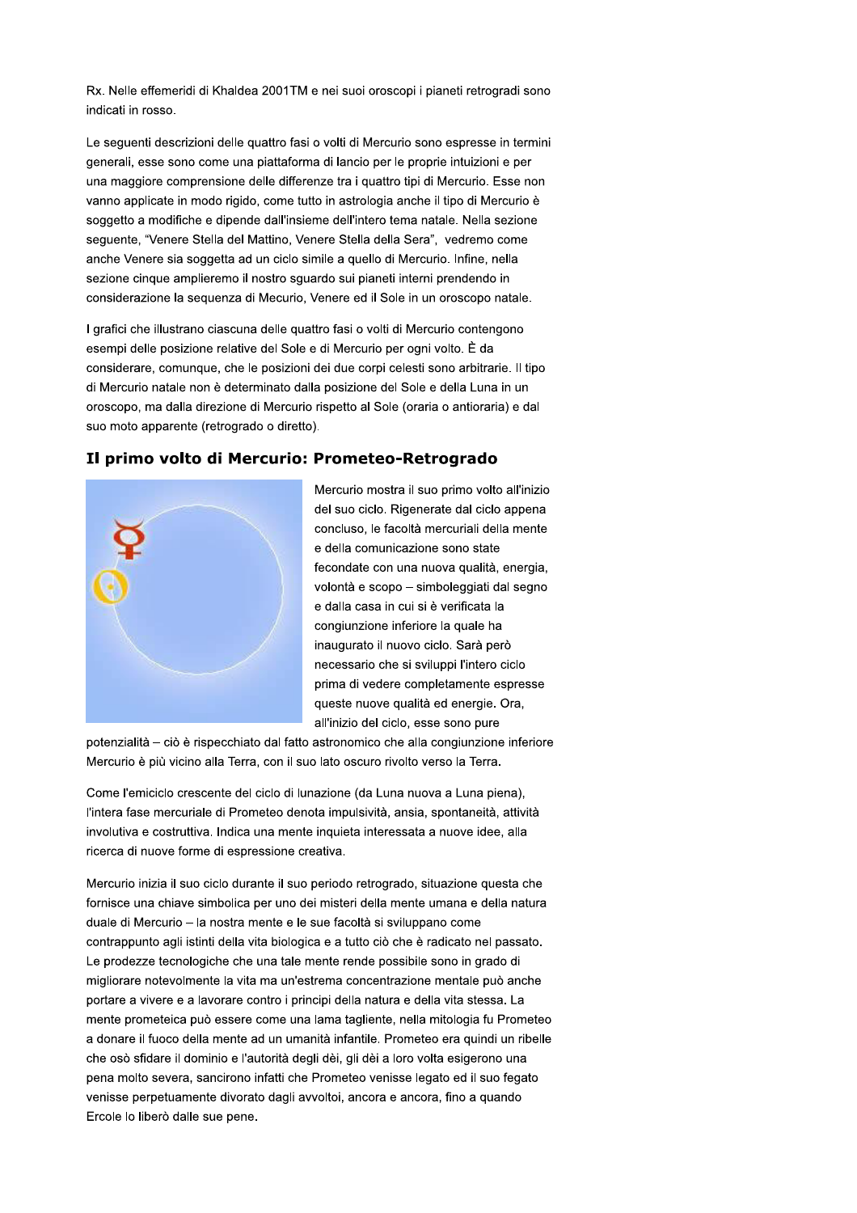Rx. Nelle effemeridi di Khaldea 2001TM e nei suoi oroscopi i pianeti retrogradi sono indicati in rosso.

Le seguenti descrizioni delle quattro fasi o volti di Mercurio sono espresse in termini generali, esse sono come una piattaforma di lancio per le proprie intuizioni e per una maggiore comprensione delle differenze tra i quattro tipi di Mercurio. Esse non vanno applicate in modo rigido, come tutto in astrologia anche il tipo di Mercurio è soggetto a modifiche e dipende dall'insieme dell'intero tema natale. Nella sezione seguente, "Venere Stella del Mattino, Venere Stella della Sera", vedremo come anche Venere sia soggetta ad un ciclo simile a quello di Mercurio. Infine, nella sezione cinque amplieremo il nostro sguardo sui pianeti interni prendendo in considerazione la sequenza di Mecurio, Venere ed il Sole in un oroscopo natale.

I grafici che illustrano ciascuna delle quattro fasi o volti di Mercurio contengono esempi delle posizione relative del Sole e di Mercurio per ogni volto. È da considerare, comunque, che le posizioni dei due corpi celesti sono arbitrarie. Il tipo di Mercurio natale non è determinato dalla posizione del Sole e della Luna in un oroscopo, ma dalla direzione di Mercurio rispetto al Sole (oraria o antioraria) e dal suo moto apparente (retrogrado o diretto).

## Il primo volto di Mercurio: Prometeo-Retrogrado

Mercurio mostra il suo primo volto all'inizio del suo ciclo. Rigenerate dal ciclo appena concluso, le facoltà mercuriali della mente e della comunicazione sono state fecondate con una nuova qualità, energia, volontà e scopo – simboleggiati dal segno e dalla casa in cui si è verificata la congiunzione inferiore la quale ha inaugurato il nuovo ciclo. Sarà però necessario che si sviluppi l'intero ciclo prima di vedere completamente espresse queste nuove qualità ed energie. Ora, all'inizio del ciclo, esse sono pure potenzialità – ciò è rispecchiato dal fatto astronomico che alla congiunzione inferiore Mercurio è più vicino alla Terra, con il suo lato oscuro rivolto verso la Terra.

Come l'emiciclo crescente del ciclo di lunazione (da Luna nuova a Luna piena), l'intera fase mercuriale di Prometeo denota impulsività, ansia, spontaneità, attività involutiva e costruttiva. Indica una mente inquieta interessata a nuove idee, alla ricerca di nuove forme di espressione creativa.

Mercurio inizia il suo ciclo durante il suo periodo retrogrado, situazione questa che fornisce una chiave simbolica per uno dei misteri della mente umana e della natura duale di Mercurio – la nostra mente e le sue facoltà si sviluppano come contrappunto agli istinti della vita biologica e a tutto ciò che è radicato nel passato. Le prodezze tecnologiche che una tale mente rende possibile sono in grado di migliorare notevolmente la vita ma un'estrema concentrazione mentale può anche portare a vivere e a lavorare contro i principi della natura e della vita stessa. La mente prometeica può essere come una lama tagliente, nella mitologia fu Prometeo a donare il fuoco della mente ad un umanità infantile. Prometeo era quindi un ribelle che osò sfidare il dominio e l'autorità degli dèi, gli dèi a loro volta esigerono una pena molto severa, sancirono infatti che Prometeo venisse legato ed il suo fegato venisse perpetuamente divorato dagli avvoltoi, ancora e ancora, fino a quando Ercole lo liberò dalle sue pene.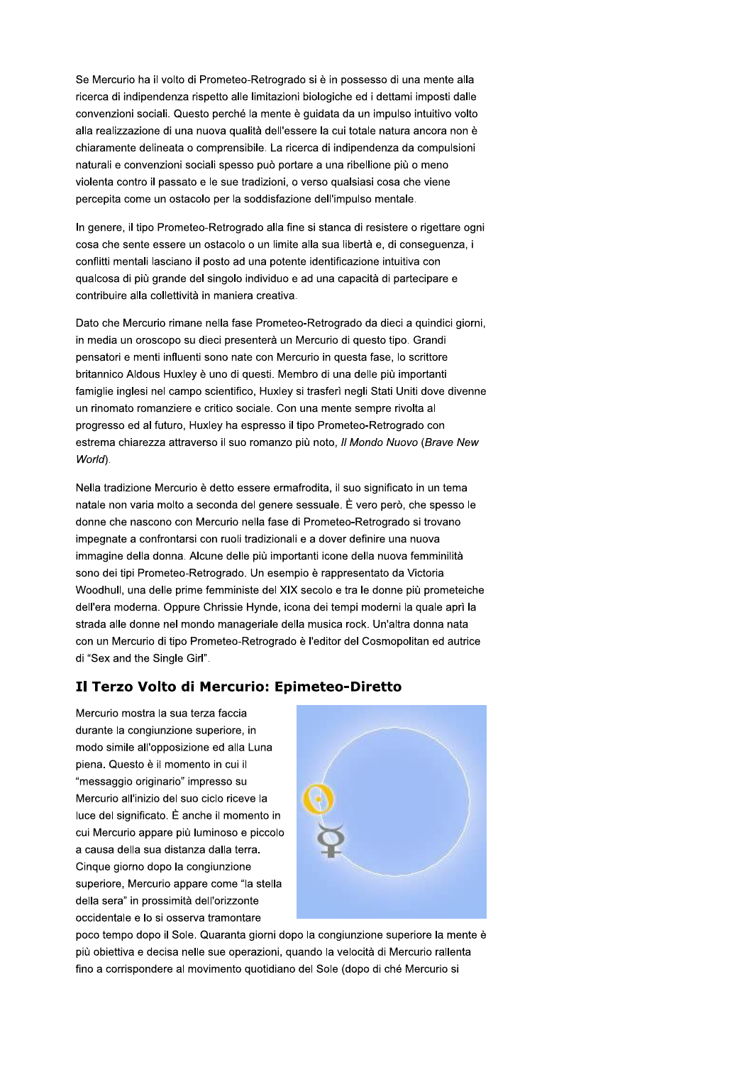Se Mercurio ha il volto di Prometeo-Retrogrado si è in possesso di una mente alla ricerca di indipendenza rispetto alle limitazioni biologiche ed i dettami imposti dalle convenzioni sociali. Questo perché la mente è guidata da un impulso intuitivo volto alla realizzazione di una nuova qualità dell'essere la cui totale natura ancora non è chiaramente delineata o comprensibile. La ricerca di indipendenza da compulsioni naturali e convenzioni sociali spesso può portare a una ribellione più o meno violenta contro il passato e le sue tradizioni, o verso qualsiasi cosa che viene percepita come un ostacolo per la soddisfazione dell'impulso mentale.

In genere, il tipo Prometeo-Retrogrado alla fine si stanca di resistere o rigettare ogni cosa che sente essere un ostacolo o un limite alla sua libertà e, di conseguenza, i conflitti mentali lasciano il posto ad una potente identificazione intuitiva con qualcosa di più grande del singolo individuo e ad una capacità di partecipare e contribuire alla collettività in maniera creativa.

Dato che Mercurio rimane nella fase Prometeo-Retrogrado da dieci a quindici giorni, in media un oroscopo su dieci presenterà un Mercurio di questo tipo. Grandi pensatori e menti influenti sono nate con Mercurio in questa fase, lo scrittore britannico Aldous Huxley è uno di questi. Membro di una delle più importanti famiglie inglesi nel campo scientifico, Huxley si trasferì negli Stati Uniti dove divenne un rinomato romanziere e critico sociale. Con una mente sempre rivolta al progresso ed al futuro, Huxley ha espresso il tipo Prometeo-Retrogrado con estrema chiarezza attraverso il suo romanzo più noto, *Il Mondo Nuovo* (*Brave New World*).

Nella tradizione Mercurio è detto essere ermafrodita, il suo significato in un tema natale non varia molto a seconda del genere sessuale. È vero però, che spesso le donne che nascono con Mercurio nella fase di Prometeo-Retrogrado si trovano impegnate a confrontarsi con ruoli tradizionali e a dover definire una nuova immagine della donna. Alcune delle più importanti icone della nuova femminilità sono dei tipi Prometeo-Retrogrado. Un esempio è rappresentato da Victoria Woodhull, una delle prime femministe del XIX secolo e tra le donne più prometeiche dell'era moderna. Oppure Chrissie Hynde, icona dei tempi moderni la quale aprì la strada alle donne nel mondo manageriale della musica rock. Un'altra donna nata con un Mercurio di tipo Prometeo-Retrogrado è l'editor del Cosmopolitan ed autrice di "Sex and the Single Girl".

## Il Terzo Volto di Mercurio: Epimeteo-Diretto

Mercurio mostra la sua terza faccia durante la congiunzione superiore, in modo simile all'opposizione ed alla Luna piena. Questo è il momento in cui il "messaggio originario" impresso su Mercurio all'inizio del suo ciclo riceve la luce del significato. È anche il momento in cui Mercurio appare più luminoso e piccolo a causa della sua distanza dalla terra. Cinque giorno dopo la congiunzione superiore, Mercurio appare come "la stella della sera" in prossimità dell'orizzonte occidentale e lo si osserva tramontare poco tempo dopo il Sole. Quaranta giorni dopo la congiunzione superiore la mente è più obiettiva e decisa nelle sue operazioni, quando la velocità di Mercurio rallenta fino a corrispondere al movimento quotidiano del Sole (dopo di ché Mercurio si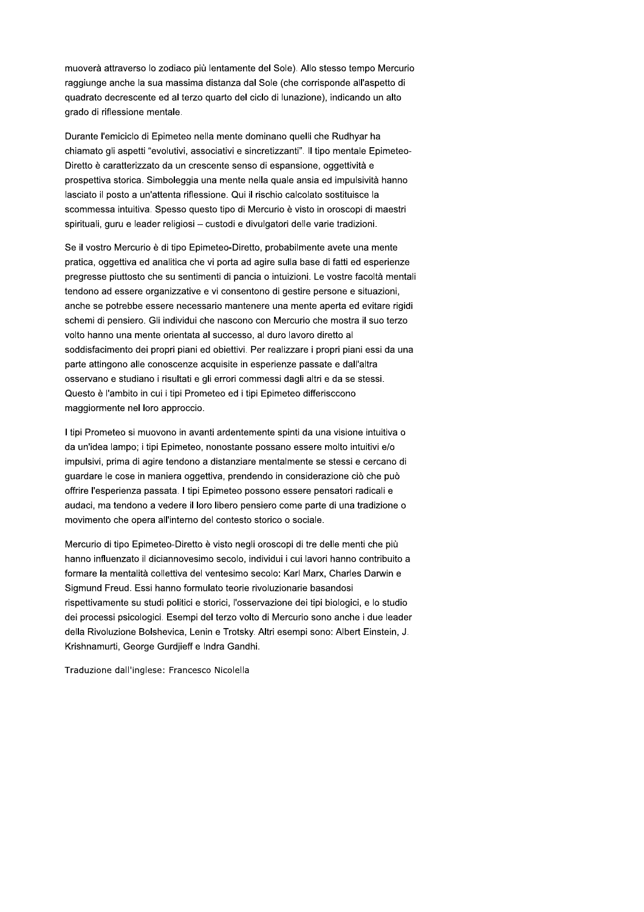muoverà attraverso lo zodiaco più lentamente del Sole). Allo stesso tempo Mercurio raggiunge anche la sua massima distanza dal Sole (che corrisponde all'aspetto di quadrato decrescente ed al terzo quarto del ciclo di lunazione), indicando un alto grado di riflessione mentale.

Durante l'emiciclo di Epimeteo nella mente dominano quelli che Rudhyar ha chiamato gli aspetti "evolutivi, associativi e sincretizzanti". Il tipo mentale Epimeteo-Diretto è caratterizzato da un crescente senso di espansione, oggettività e prospettiva storica. Simboleggia una mente nella quale ansia ed impulsività hanno lasciato il posto a un'attenta riflessione. Qui il rischio calcolato sostituisce la scommessa intuitiva. Spesso questo tipo di Mercurio è visto in oroscopi di maestri spirituali, guru e leader religiosi – custodi e divulgatori delle varie tradizioni.

Se il vostro Mercurio è di tipo Epimeteo-Diretto, probabilmente avete una mente pratica, oggettiva ed analitica che vi porta ad agire sulla base di fatti ed esperienze pregresse piuttosto che su sentimenti di pancia o intuizioni. Le vostre facoltà mentali tendono ad essere organizzative e vi consentono di gestire persone e situazioni, anche se potrebbe essere necessario mantenere una mente aperta ed evitare rigidi schemi di pensiero. Gli individui che nascono con Mercurio che mostra il suo terzo volto hanno una mente orientata al successo, al duro lavoro diretto al soddisfacimento dei propri piani ed obiettivi. Per realizzare i propri piani essi da una parte attingono alle conoscenze acquisite in esperienze passate e dall'altra osservano e studiano i risultati e gli errori commessi dagli altri e da se stessi. Questo è l'ambito in cui i tipi Prometeo ed i tipi Epimeteo differisccono maggiormente nel loro approccio.

I tipi Prometeo si muovono in avanti ardentemente spinti da una visione intuitiva o da un'idea lampo; i tipi Epimeteo, nonostante possano essere molto intuitivi e/o impulsivi, prima di agire tendono a distanziare mentalmente se stessi e cercano di guardare le cose in maniera oggettiva, prendendo in considerazione ciò che può offrire l'esperienza passata. I tipi Epimeteo possono essere pensatori radicali e audaci, ma tendono a vedere il loro libero pensiero come parte di una tradizione o movimento che opera all'interno del contesto storico o sociale.

Mercurio di tipo Epimeteo-Diretto è visto negli oroscopi di tre delle menti che più hanno influenzato il diciannovesimo secolo, individui i cui lavori hanno contribuito a formare la mentalità collettiva del ventesimo secolo: Karl Marx, Charles Darwin e Sigmund Freud. Essi hanno formulato teorie rivoluzionarie basandosi rispettivamente su studi politici e storici, l'osservazione dei tipi biologici, e lo studio dei processi psicologici. Esempi del terzo volto di Mercurio sono anche i due leader della Rivoluzione Bolshevica, Lenin e Trotsky. Altri esempi sono: Albert Einstein, J. Krishnamurti, George Gurdjieff e Indra Gandhi.

Traduzione dall'inglese: Francesco Nicolella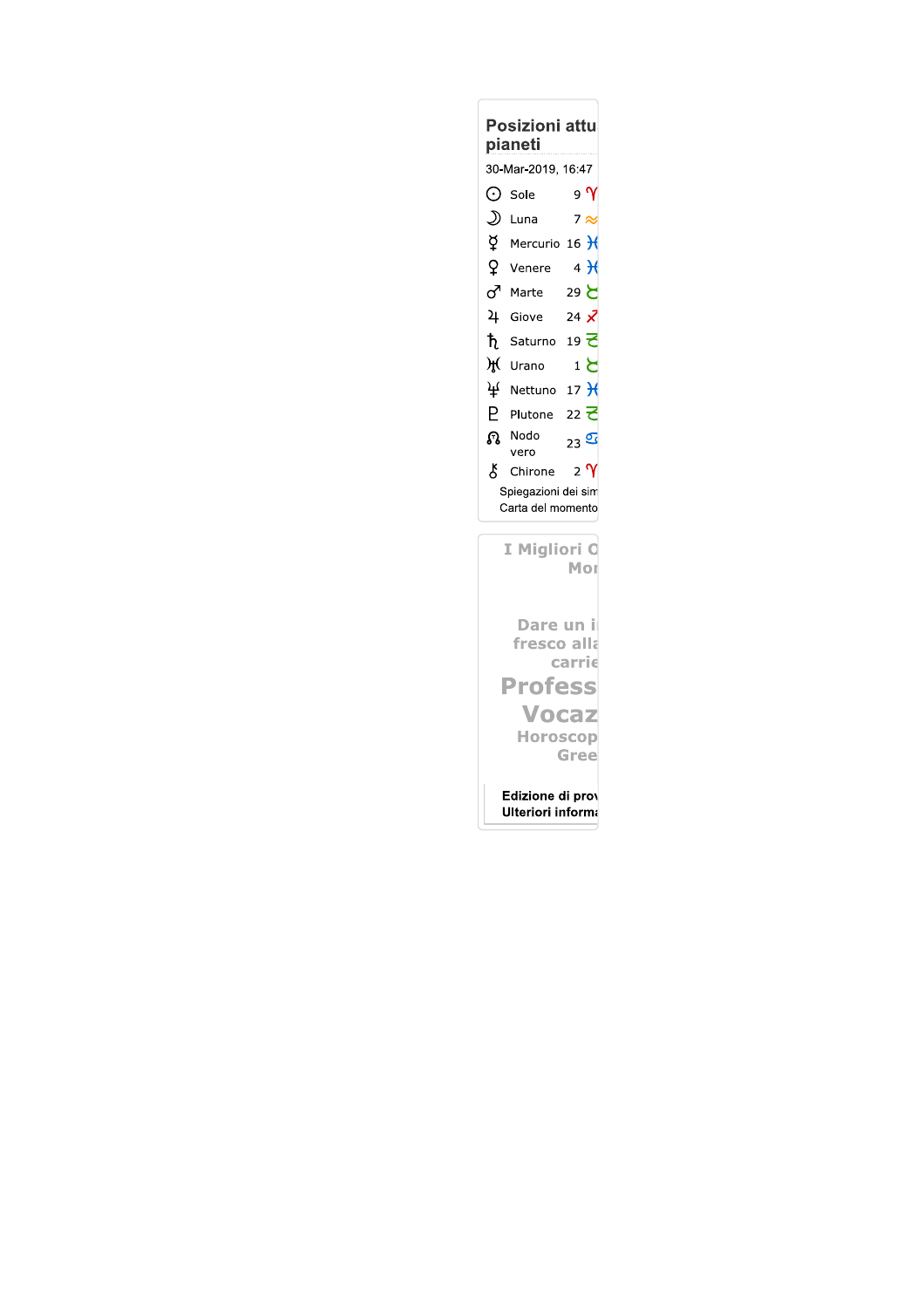## Posizioni attu pianeti

30-Mar-2019, 16:47

| | | |
|---|---|---|
| ☉ | Sole | 9 ♈ |
| ☽ | Luna | 7 ♒ |
| ☿ | Mercurio | 16 ♓ |
| ♀ | Venere | 4 ♓ |
| ♂ | Marte | 29 ♉ |
| ♃ | Giove | 24 ♐ |
| ♄ | Saturno | 19 ♑ |
| ♅ | Urano | 1 ♉ |
| ♆ | Nettuno | 17 ♓ |
| ♇ | Plutone | 22 ♑ |
| ☊ | Nodo vero | 23 ♋ |
| ⚷ | Chirone | 2 ♈ |

Spiegazioni dei sim

Carta del momento

**I Migliori O Mo**

**Dare un i fresco alla carrie**

**Profess**

**Vocaz**

**Horoscop Gree**

**Edizione di prov**

**Ulteriori inform**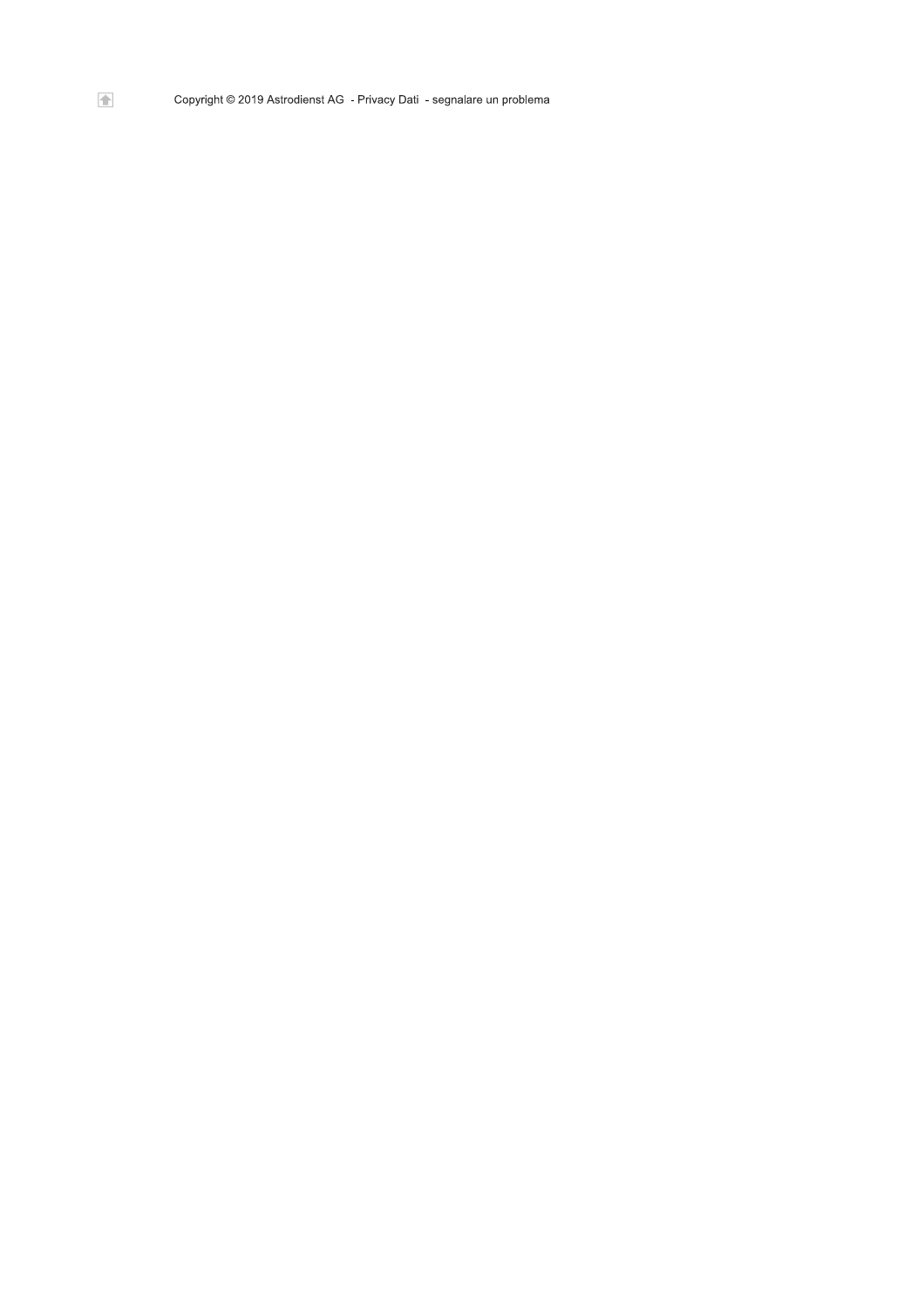Copyright © 2019 Astrodienst AG - Privacy Dati - segnalare un problema